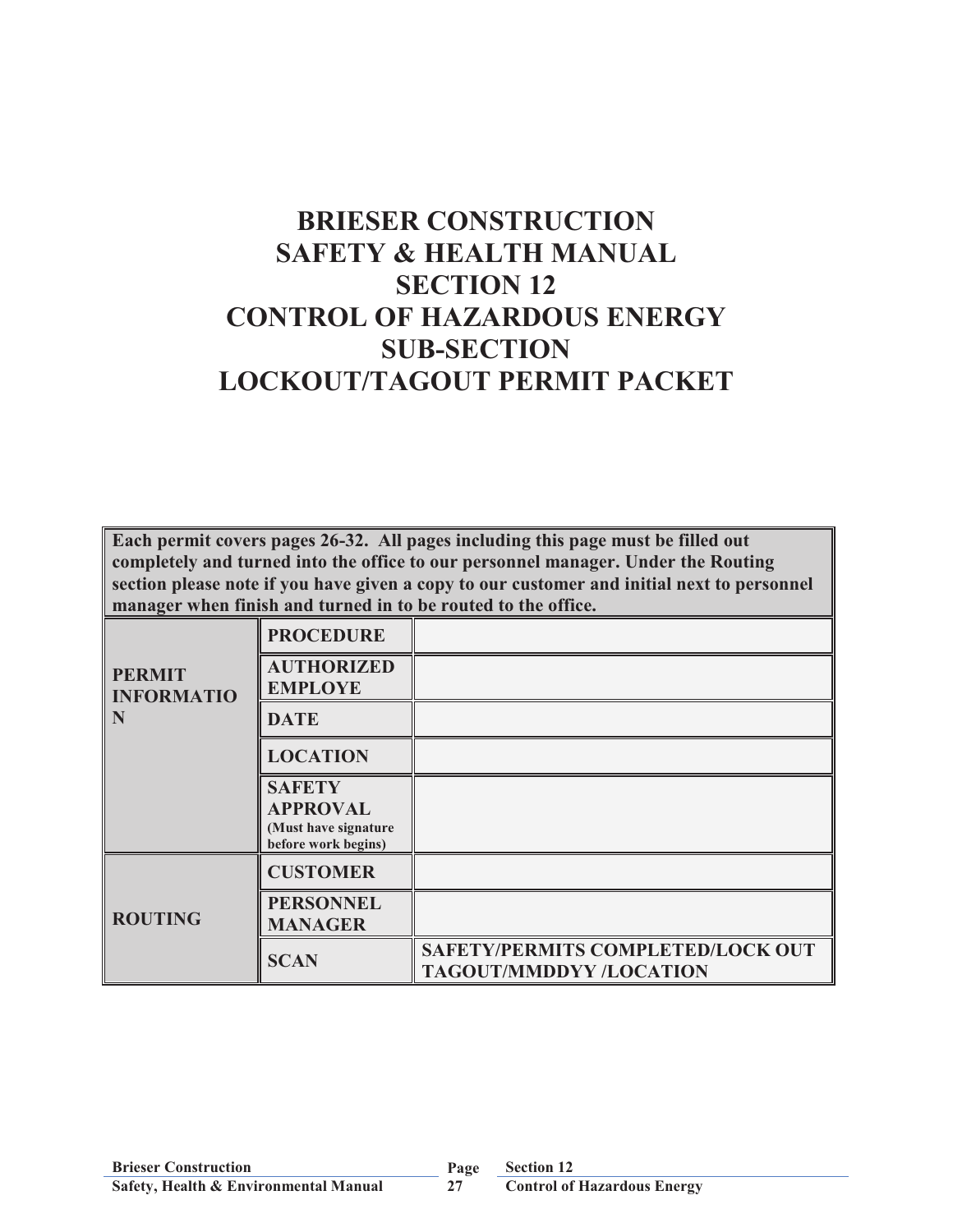# BRIESER CONSTRUCTION
# SAFETY & HEALTH MANUAL
# SECTION 12
# CONTROL OF HAZARDOUS ENERGY
# SUB-SECTION
# LOCKOUT/TAGOUT PERMIT PACKET

| **Each permit covers pages 26-32. All pages including this page must be filled out completely and turned into the office to our personnel manager. Under the Routing section please note if you have given a copy to our customer and initial next to personnel manager when finish and turned in to be routed to the office.** | | |
|---|---|---|
| **PERMIT INFORMATION** | **PROCEDURE** | |
| | **AUTHORIZED EMPLOYE** | |
| | **DATE** | |
| | **LOCATION** | |
| | **SAFETY APPROVAL** (Must have signature before work begins) | |
| **ROUTING** | **CUSTOMER** | |
| | **PERSONNEL MANAGER** | |
| | **SCAN** | **SAFETY/PERMITS COMPLETED/LOCK OUT TAGOUT/MMDDYY /LOCATION** |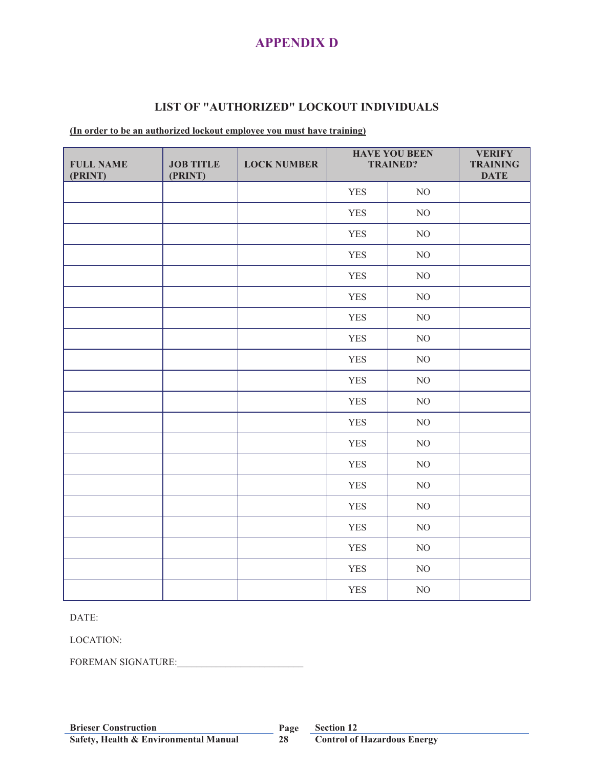# APPENDIX D

## LIST OF "AUTHORIZED" LOCKOUT INDIVIDUALS

**(In order to be an authorized lockout employee you must have training)**

| FULL NAME (PRINT) | JOB TITLE (PRINT) | LOCK NUMBER | HAVE YOU BEEN TRAINED? | | VERIFY TRAINING DATE |
|---|---|---|---|---|---|
| | | | YES | NO | |
| | | | YES | NO | |
| | | | YES | NO | |
| | | | YES | NO | |
| | | | YES | NO | |
| | | | YES | NO | |
| | | | YES | NO | |
| | | | YES | NO | |
| | | | YES | NO | |
| | | | YES | NO | |
| | | | YES | NO | |
| | | | YES | NO | |
| | | | YES | NO | |
| | | | YES | NO | |
| | | | YES | NO | |
| | | | YES | NO | |
| | | | YES | NO | |
| | | | YES | NO | |
| | | | YES | NO | |
| | | | YES | NO | |

DATE:

LOCATION:

FOREMAN SIGNATURE:_________________________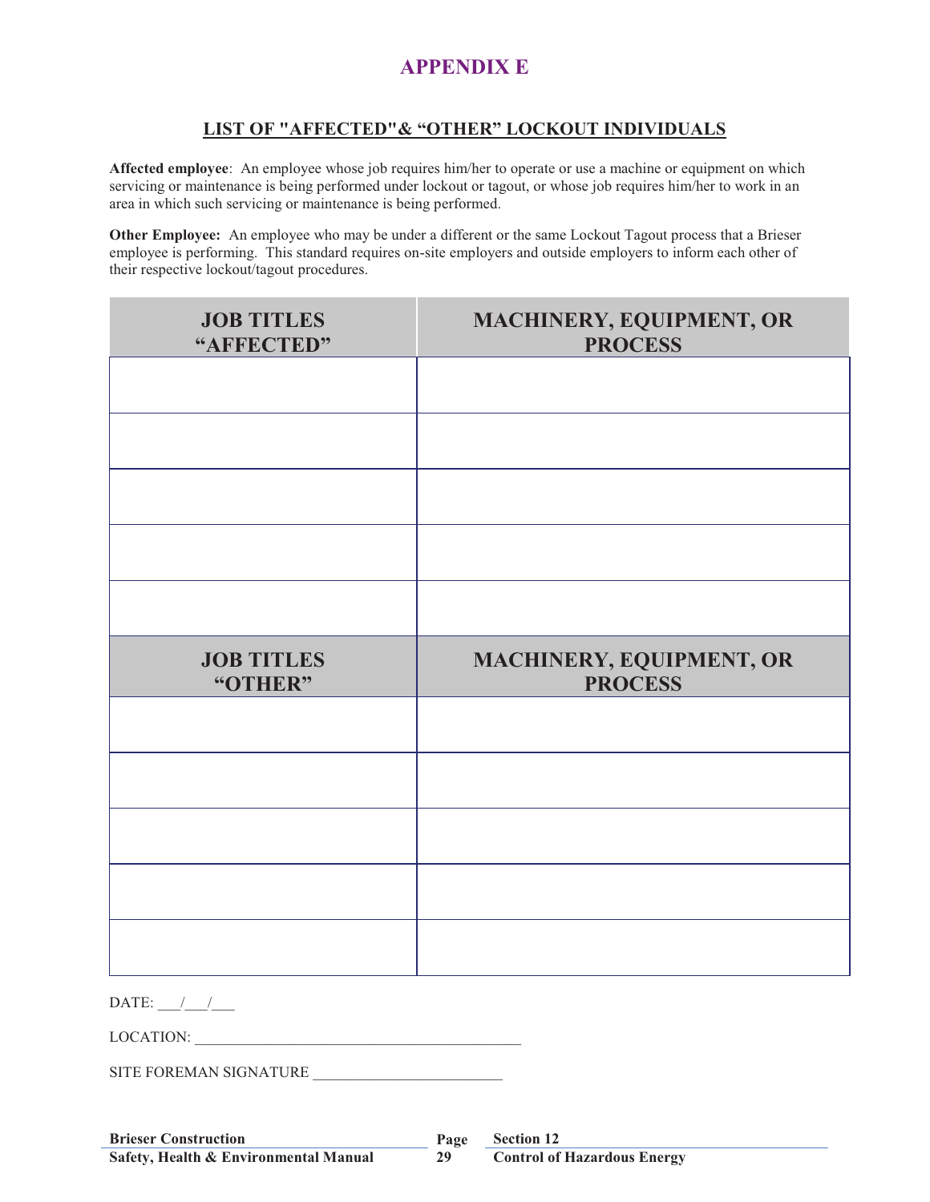# APPENDIX E

## LIST OF "AFFECTED"& “OTHER” LOCKOUT INDIVIDUALS

**Affected employee**: An employee whose job requires him/her to operate or use a machine or equipment on which servicing or maintenance is being performed under lockout or tagout, or whose job requires him/her to work in an area in which such servicing or maintenance is being performed.

**Other Employee:** An employee who may be under a different or the same Lockout Tagout process that a Brieser employee is performing. This standard requires on-site employers and outside employers to inform each other of their respective lockout/tagout procedures.

| JOB TITLES “AFFECTED” | MACHINERY, EQUIPMENT, OR PROCESS |
|---|---|
| | |
| | |
| | |
| | |
| | |
| **JOB TITLES “OTHER”** | **MACHINERY, EQUIPMENT, OR PROCESS** |
| | |
| | |
| | |
| | |
| | |

DATE: ___/___/___

LOCATION: ___________________________________________

SITE FOREMAN SIGNATURE _________________________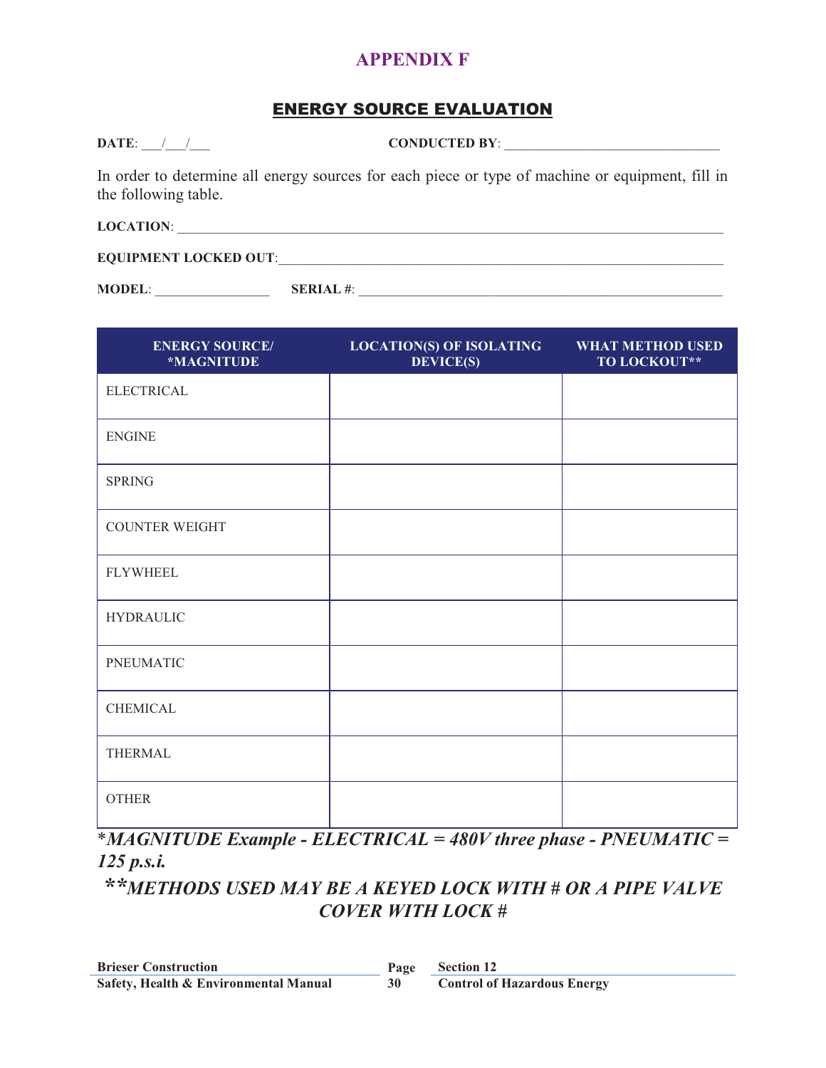# APPENDIX F

## ENERGY SOURCE EVALUATION

**DATE**: ___/___/___ **CONDUCTED BY**: ______________________________

In order to determine all energy sources for each piece or type of machine or equipment, fill in the following table.

**LOCATION**: ________________________________________________________________________________

**EQUIPMENT LOCKED OUT**:_________________________________________________________________

**MODEL**: ________________ **SERIAL #**: ____________________________________________________

| ENERGY SOURCE/ *MAGNITUDE | LOCATION(S) OF ISOLATING DEVICE(S) | WHAT METHOD USED TO LOCKOUT** |
|---|---|---|
| ELECTRICAL | | |
| ENGINE | | |
| SPRING | | |
| COUNTER WEIGHT | | |
| FLYWHEEL | | |
| HYDRAULIC | | |
| PNEUMATIC | | |
| CHEMICAL | | |
| THERMAL | | |
| OTHER | | |

**\*MAGNITUDE Example - ELECTRICAL = 480V three phase - PNEUMATIC = 125 p.s.i.**

***\*\*METHODS USED MAY BE A KEYED LOCK WITH # OR A PIPE VALVE COVER WITH LOCK #***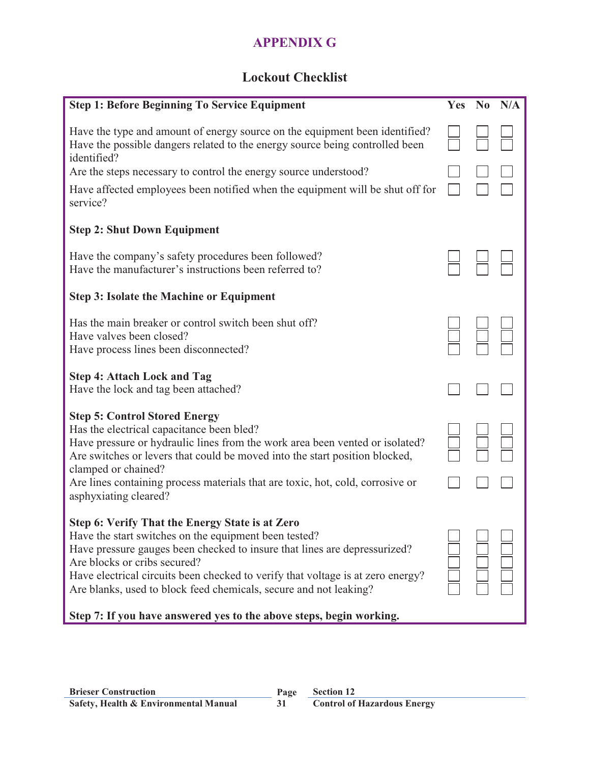# APPENDIX G

## Lockout Checklist

| Step 1: Before Beginning To Service Equipment | Yes | No | N/A |
|---|---|---|---|
| Have the type and amount of energy source on the equipment been identified? | ☐ | ☐ | ☐ |
| Have the possible dangers related to the energy source being controlled been identified? | ☐ | ☐ | ☐ |
| Are the steps necessary to control the energy source understood? | ☐ | ☐ | ☐ |
| Have affected employees been notified when the equipment will be shut off for service? | ☐ | ☐ | ☐ |
| **Step 2: Shut Down Equipment** | | | |
| Have the company's safety procedures been followed? | ☐ | ☐ | ☐ |
| Have the manufacturer's instructions been referred to? | ☐ | ☐ | ☐ |
| **Step 3: Isolate the Machine or Equipment** | | | |
| Has the main breaker or control switch been shut off? | ☐ | ☐ | ☐ |
| Have valves been closed? | ☐ | ☐ | ☐ |
| Have process lines been disconnected? | ☐ | ☐ | ☐ |
| **Step 4: Attach Lock and Tag** | | | |
| Have the lock and tag been attached? | ☐ | ☐ | ☐ |
| **Step 5: Control Stored Energy** | | | |
| Has the electrical capacitance been bled? | ☐ | ☐ | ☐ |
| Have pressure or hydraulic lines from the work area been vented or isolated? | ☐ | ☐ | ☐ |
| Are switches or levers that could be moved into the start position blocked, clamped or chained? | ☐ | ☐ | ☐ |
| Are lines containing process materials that are toxic, hot, cold, corrosive or asphyxiating cleared? | ☐ | ☐ | ☐ |
| **Step 6: Verify That the Energy State is at Zero** | | | |
| Have the start switches on the equipment been tested? | ☐ | ☐ | ☐ |
| Have pressure gauges been checked to insure that lines are depressurized? | ☐ | ☐ | ☐ |
| Are blocks or cribs secured? | ☐ | ☐ | ☐ |
| Have electrical circuits been checked to verify that voltage is at zero energy? | ☐ | ☐ | ☐ |
| Are blanks, used to block feed chemicals, secure and not leaking? | ☐ | ☐ | ☐ |
| **Step 7: If you have answered yes to the above steps, begin working.** | | | |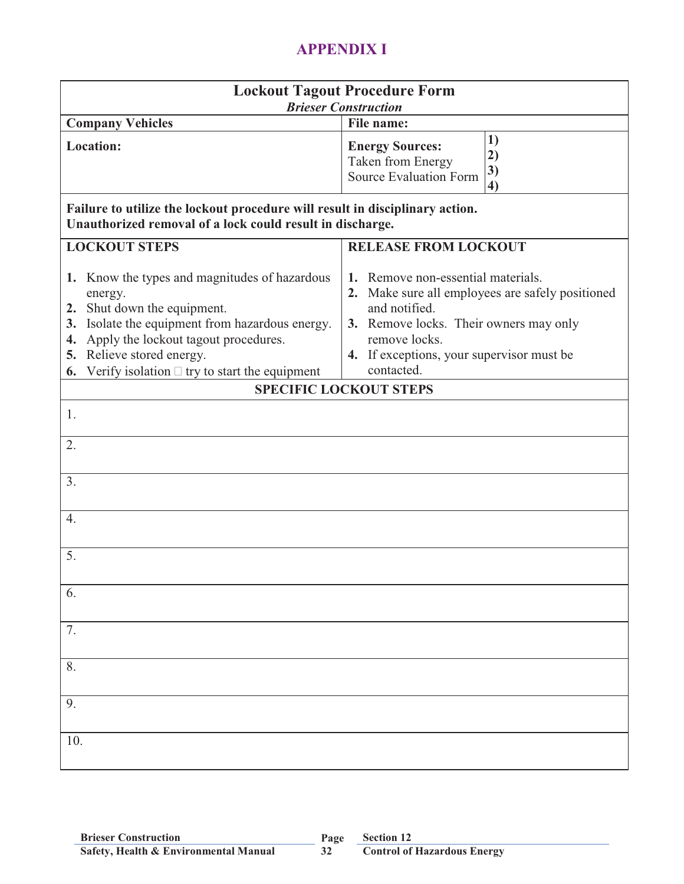# APPENDIX I

| Lockout Tagout Procedure Form<br>*Brieser Construction* | |
|---|---|
| **Company Vehicles** | **File name:** |
| **Location:** | **Energy Sources:** Taken from Energy Source Evaluation Form<br>**1)**<br>**2)**<br>**3)**<br>**4)** |
| **Failure to utilize the lockout procedure will result in disciplinary action. Unauthorized removal of a lock could result in discharge.** | |
| **LOCKOUT STEPS** | **RELEASE FROM LOCKOUT** |
| **1.** Know the types and magnitudes of hazardous energy.<br>**2.** Shut down the equipment.<br>**3.** Isolate the equipment from hazardous energy.<br>**4.** Apply the lockout tagout procedures.<br>**5.** Relieve stored energy.<br>**6.** Verify isolation  try to start the equipment | **1.** Remove non-essential materials.<br>**2.** Make sure all employees are safely positioned and notified.<br>**3.** Remove locks. Their owners may only remove locks.<br>**4.** If exceptions, your supervisor must be contacted. |
| **SPECIFIC LOCKOUT STEPS** | |
| 1. | |
| 2. | |
| 3. | |
| 4. | |
| 5. | |
| 6. | |
| 7. | |
| 8. | |
| 9. | |
| 10. | |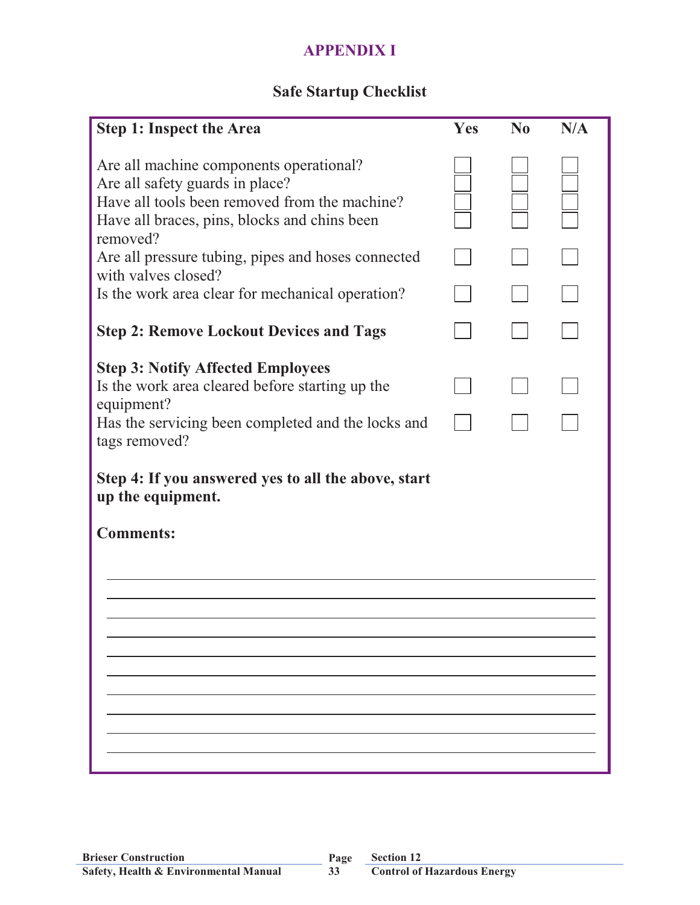# APPENDIX I

## Safe Startup Checklist

| Step 1: Inspect the Area | Yes | No | N/A |
|---|---|---|---|
| Are all machine components operational? | ☐ | ☐ | ☐ |
| Are all safety guards in place? | ☐ | ☐ | ☐ |
| Have all tools been removed from the machine? | ☐ | ☐ | ☐ |
| Have all braces, pins, blocks and chins been removed? | ☐ | ☐ | ☐ |
| Are all pressure tubing, pipes and hoses connected with valves closed? | ☐ | ☐ | ☐ |
| Is the work area clear for mechanical operation? | ☐ | ☐ | ☐ |
| **Step 2: Remove Lockout Devices and Tags** | ☐ | ☐ | ☐ |
| **Step 3: Notify Affected Employees** | | | |
| Is the work area cleared before starting up the equipment? | ☐ | ☐ | ☐ |
| Has the servicing been completed and the locks and tags removed? | ☐ | ☐ | ☐ |

**Step 4: If you answered yes to all the above, start up the equipment.**

**Comments:**

______________________________________________________________________

______________________________________________________________________

______________________________________________________________________

______________________________________________________________________

______________________________________________________________________

______________________________________________________________________

______________________________________________________________________

______________________________________________________________________

______________________________________________________________________

______________________________________________________________________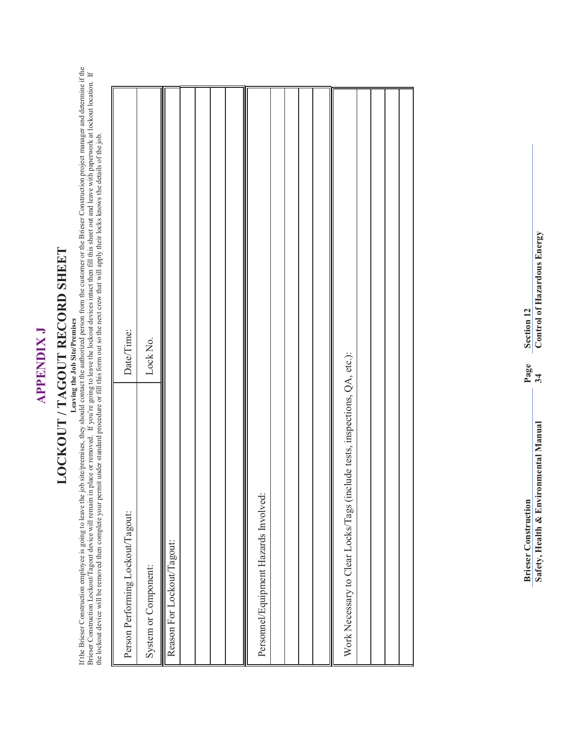# APPENDIX J

# LOCKOUT / TAGOUT RECORD SHEET

**Leaving the Job Site/Premises**

If the Brieser Construction employee is going to leave the job site/premises, they should contact the authorized person from the customer or the Brieser Construction project manager and determine if the Brieser Construction Lockout/Tagout device will remain in place or removed. If you're going to leave the lockout devices intact then fill this sheet out and leave with paperwork at lockout location. If the lockout device will be removed then complete your permit under standard procedure or fill this form out so the next crew that will apply their locks knows the details of the job.

| | |
|---|---|
| Person Performing Lockout/Tagout: | Date/Time: |
| System or Component: | Lock No. |

| |
|---|
| Reason For Lockout/Tagout: |
| |
| |
| |
| |

| |
|---|
| Personnel/Equipment Hazards Involved: |
| |
| |
| |
| |

| |
|---|
| Work Necessary to Clear Locks/Tags (include tests, inspections, QA, etc.): |
| |
| |
| |
| |